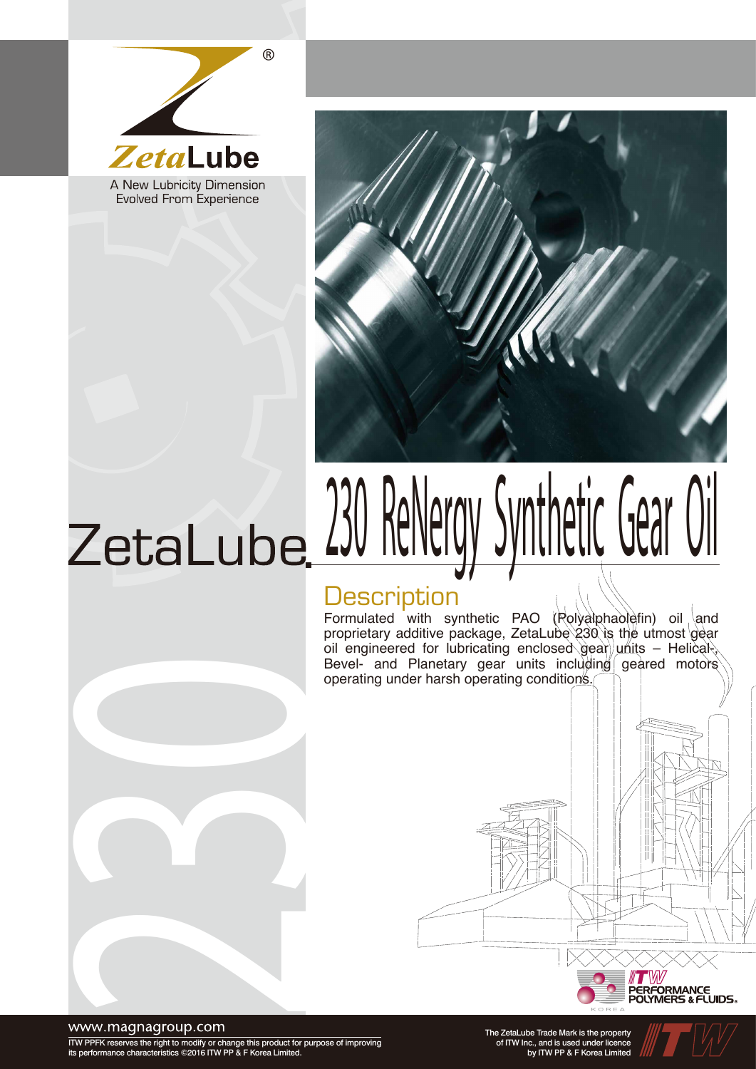ZetaLube

A New Lubricity Dimension
Evolved From Experience

# ZetaLube 230 ReNergy Synthetic Gear Oil

## Description

Formulated with synthetic PAO (Polyalphaolefin) oil and proprietary additive package, ZetaLube 230 is the utmost gear oil engineered for lubricating enclosed gear units – Helical-, Bevel- and Planetary gear units including geared motors operating under harsh operating conditions.

ITW PERFORMANCE POLYMERS & FLUIDS KOREA

www.magnagroup.com

ITW PPFK reserves the right to modify or change this product for purpose of improving its performance characteristics ©2016 ITW PP & F Korea Limited.

The ZetaLube Trade Mark is the property of ITW Inc., and is used under licence by ITW PP & F Korea Limited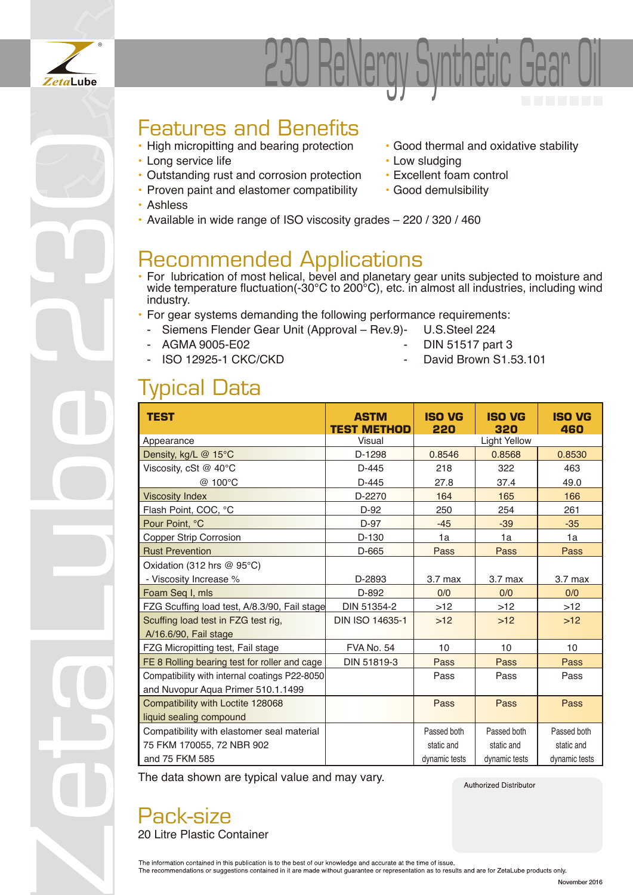# 230 ReNergy Synthetic Gear Oil

## Features and Benefits

- High micropitting and bearing protection
- Long service life
- Outstanding rust and corrosion protection
- Proven paint and elastomer compatibility
- Ashless
- Good thermal and oxidative stability
- Low sludging
- Excellent foam control
- Good demulsibility
- Available in wide range of ISO viscosity grades – 220 / 320 / 460

## Recommended Applications

- For lubrication of most helical, bevel and planetary gear units subjected to moisture and wide temperature fluctuation(-30°C to 200°C), etc. in almost all industries, including wind industry.
- For gear systems demanding the following performance requirements:
  - Siemens Flender Gear Unit (Approval – Rev.9)
  - AGMA 9005-E02
  - ISO 12925-1 CKC/CKD
  - U.S.Steel 224
  - DIN 51517 part 3
  - David Brown S1.53.101

## Typical Data

| TEST | ASTM TEST METHOD | ISO VG 220 | ISO VG 320 | ISO VG 460 |
|---|---|---|---|---|
| Appearance | Visual | | Light Yellow | |
| Density, kg/L @ 15°C | D-1298 | 0.8546 | 0.8568 | 0.8530 |
| Viscosity, cSt @ 40°C | D-445 | 218 | 322 | 463 |
| @ 100°C | D-445 | 27.8 | 37.4 | 49.0 |
| Viscosity Index | D-2270 | 164 | 165 | 166 |
| Flash Point, COC, °C | D-92 | 250 | 254 | 261 |
| Pour Point, °C | D-97 | -45 | -39 | -35 |
| Copper Strip Corrosion | D-130 | 1a | 1a | 1a |
| Rust Prevention | D-665 | Pass | Pass | Pass |
| Oxidation (312 hrs @ 95°C) - Viscosity Increase % | D-2893 | 3.7 max | 3.7 max | 3.7 max |
| Foam Seq I, mls | D-892 | 0/0 | 0/0 | 0/0 |
| FZG Scuffing load test, A/8.3/90, Fail stage | DIN 51354-2 | >12 | >12 | >12 |
| Scuffing load test in FZG test rig, A/16.6/90, Fail stage | DIN ISO 14635-1 | >12 | >12 | >12 |
| FZG Micropitting test, Fail stage | FVA No. 54 | 10 | 10 | 10 |
| FE 8 Rolling bearing test for roller and cage | DIN 51819-3 | Pass | Pass | Pass |
| Compatibility with internal coatings P22-8050 and Nuvopur Aqua Primer 510.1.1499 | | Pass | Pass | Pass |
| Compatibility with Loctite 128068 liquid sealing compound | | Pass | Pass | Pass |
| Compatibility with elastomer seal material 75 FKM 170055, 72 NBR 902 and 75 FKM 585 | | Passed both static and dynamic tests | Passed both static and dynamic tests | Passed both static and dynamic tests |

The data shown are typical value and may vary.

Authorized Distributor

## Pack-size

20 Litre Plastic Container

The information contained in this publication is to the best of our knowledge and accurate at the time of issue.
The recommendations or suggestions contained in it are made without guarantee or representation as to results and are for ZetaLube products only.

November 2016